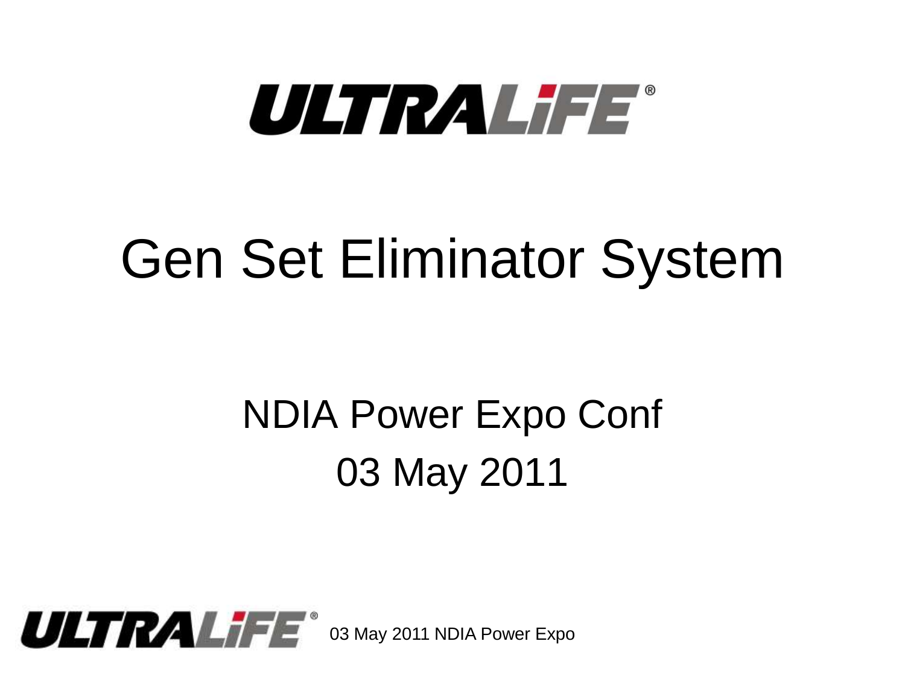ULTRALIFE®

# Gen Set Eliminator System

NDIA Power Expo Conf

03 May 2011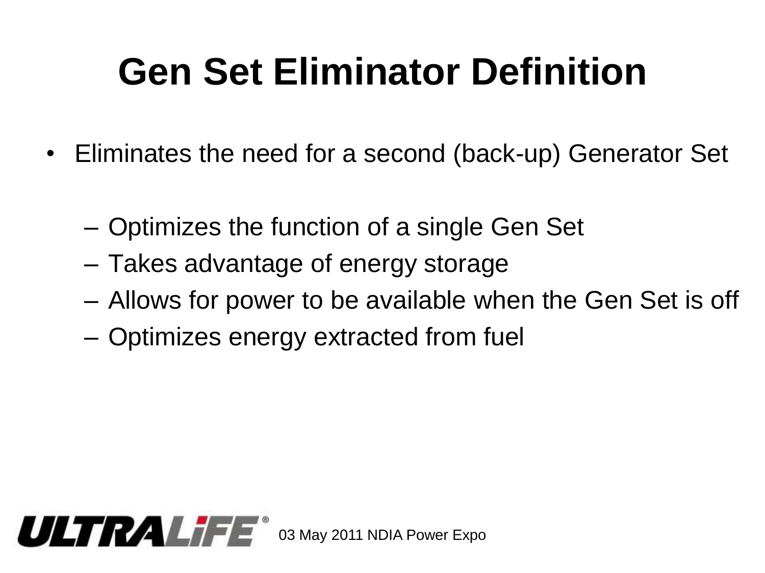# Gen Set Eliminator Definition

- Eliminates the need for a second (back-up) Generator Set
  - Optimizes the function of a single Gen Set
  - Takes advantage of energy storage
  - Allows for power to be available when the Gen Set is off
  - Optimizes energy extracted from fuel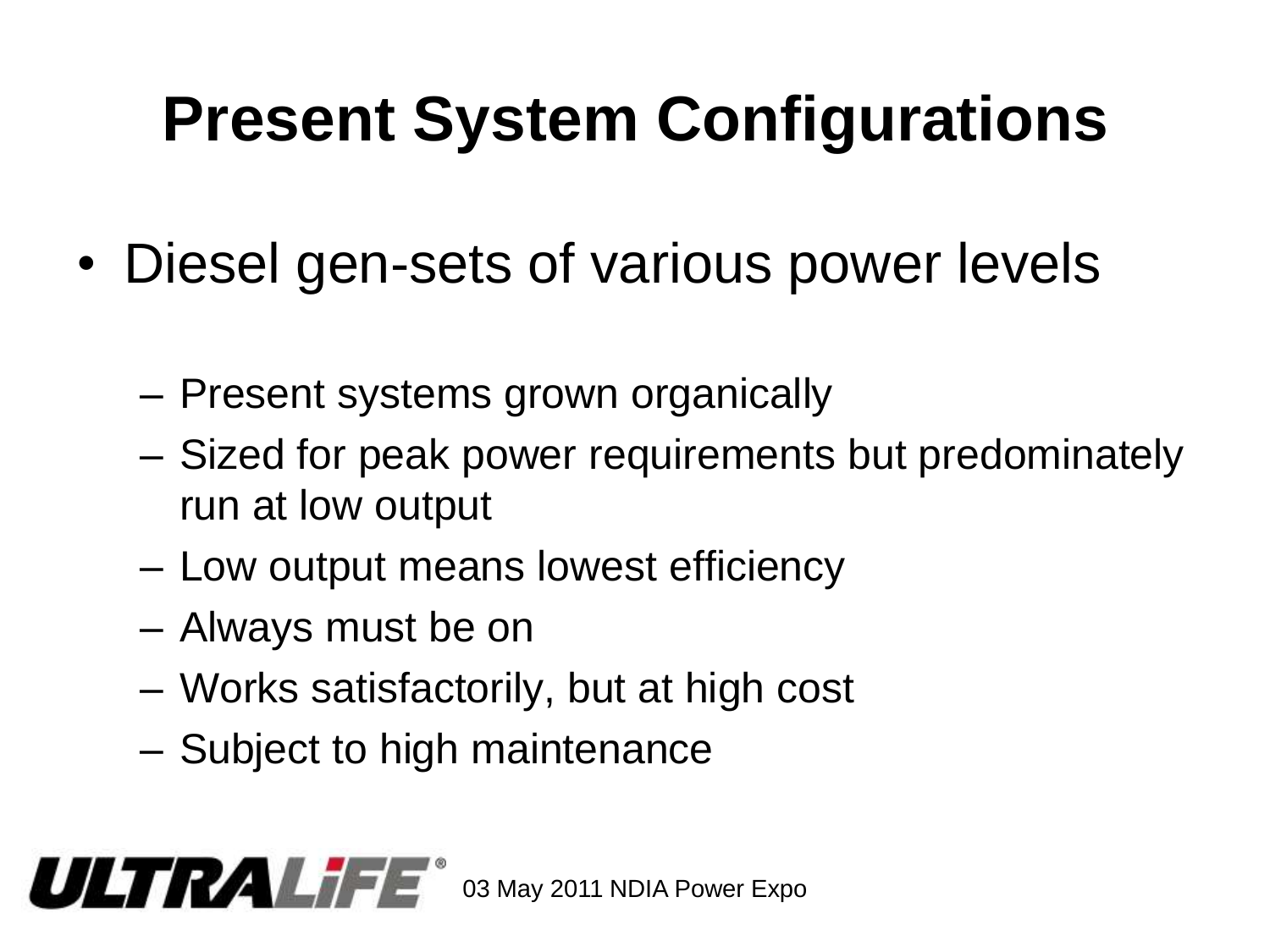# Present System Configurations

- Diesel gen-sets of various power levels
  - Present systems grown organically
  - Sized for peak power requirements but predominately run at low output
  - Low output means lowest efficiency
  - Always must be on
  - Works satisfactorily, but at high cost
  - Subject to high maintenance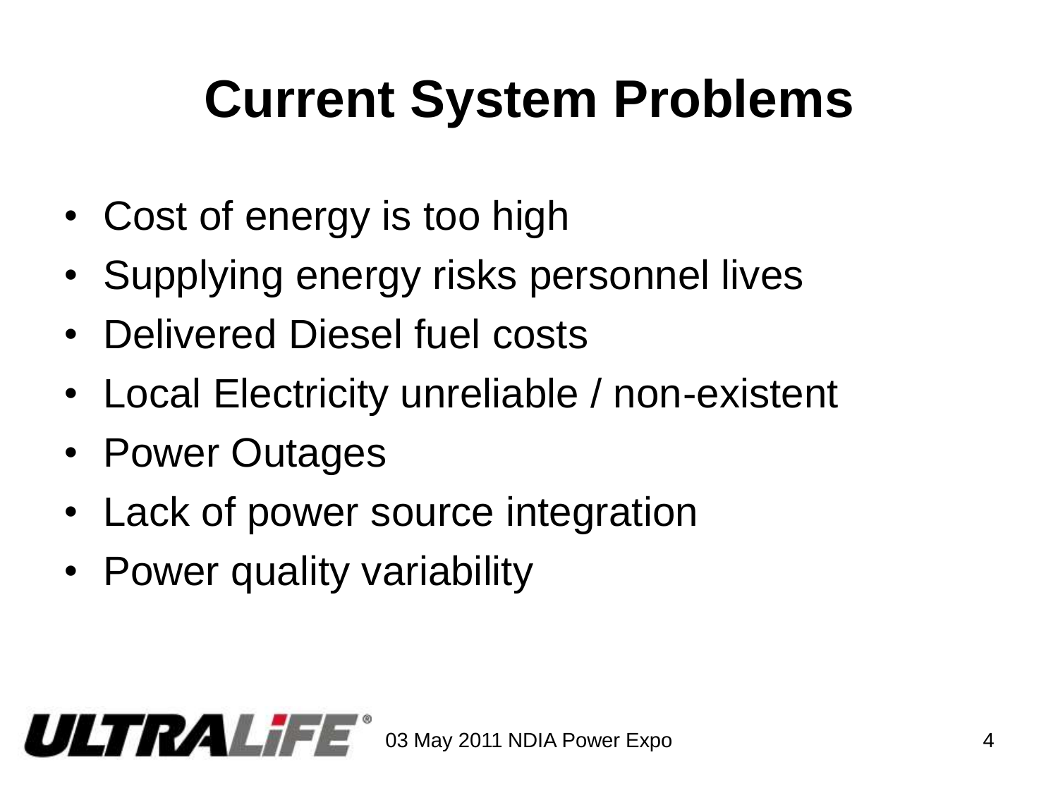# Current System Problems

- Cost of energy is too high
- Supplying energy risks personnel lives
- Delivered Diesel fuel costs
- Local Electricity unreliable / non-existent
- Power Outages
- Lack of power source integration
- Power quality variability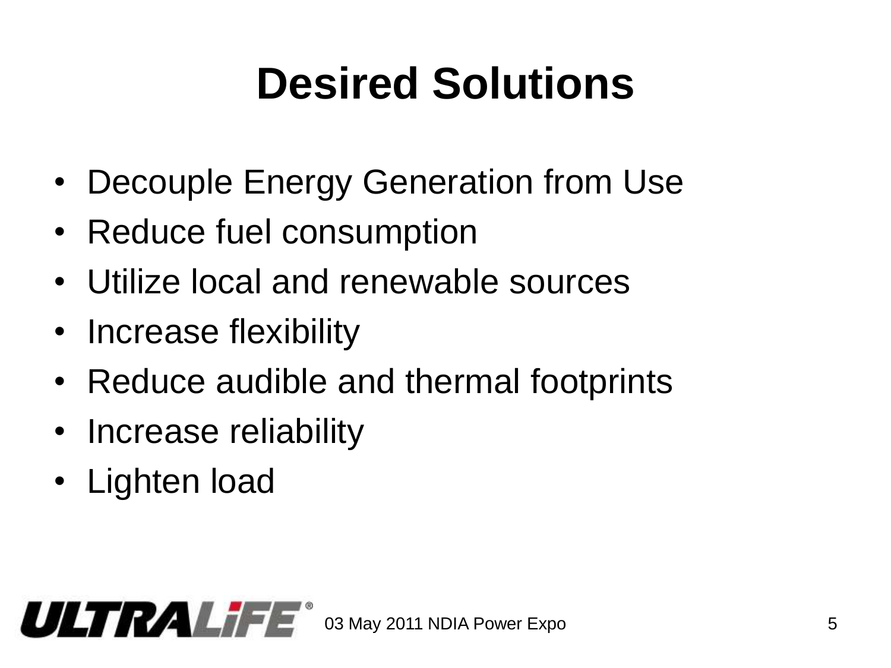# Desired Solutions

- Decouple Energy Generation from Use
- Reduce fuel consumption
- Utilize local and renewable sources
- Increase flexibility
- Reduce audible and thermal footprints
- Increase reliability
- Lighten load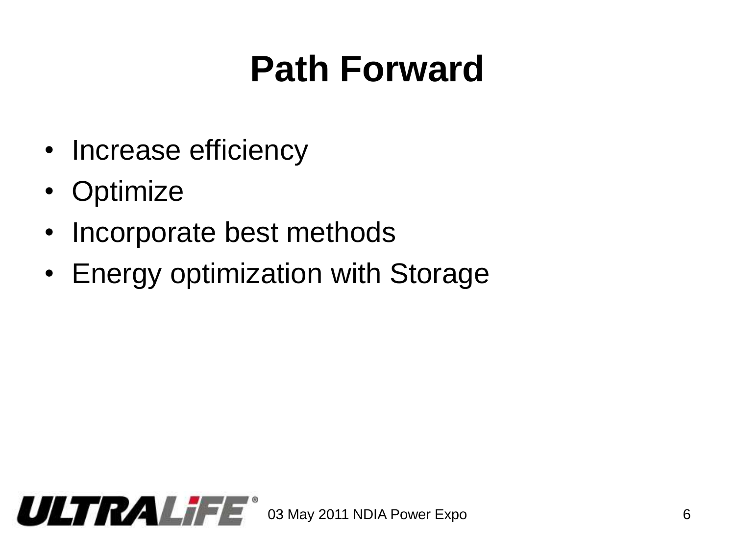# Path Forward

- Increase efficiency
- Optimize
- Incorporate best methods
- Energy optimization with Storage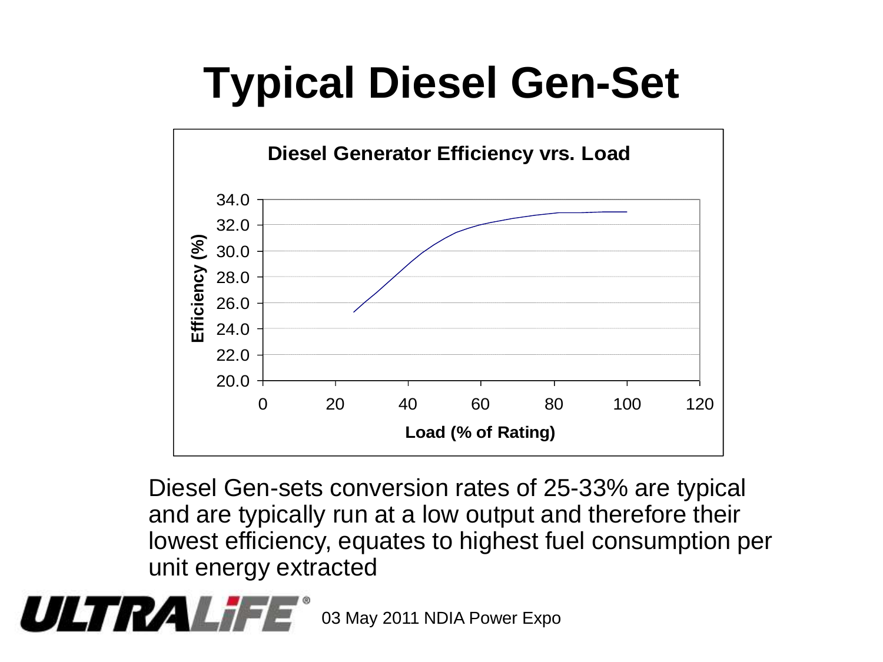# Typical Diesel Gen-Set

**Diesel Generator Efficiency vrs. Load**

Efficiency (%)

34.0
32.0
30.0
28.0
26.0
24.0
22.0
20.0

0 20 40 60 80 100 120

**Load (% of Rating)**

Diesel Gen-sets conversion rates of 25-33% are typical and are typically run at a low output and therefore their lowest efficiency, equates to highest fuel consumption per unit energy extracted

ULTRALIFE® 03 May 2011 NDIA Power Expo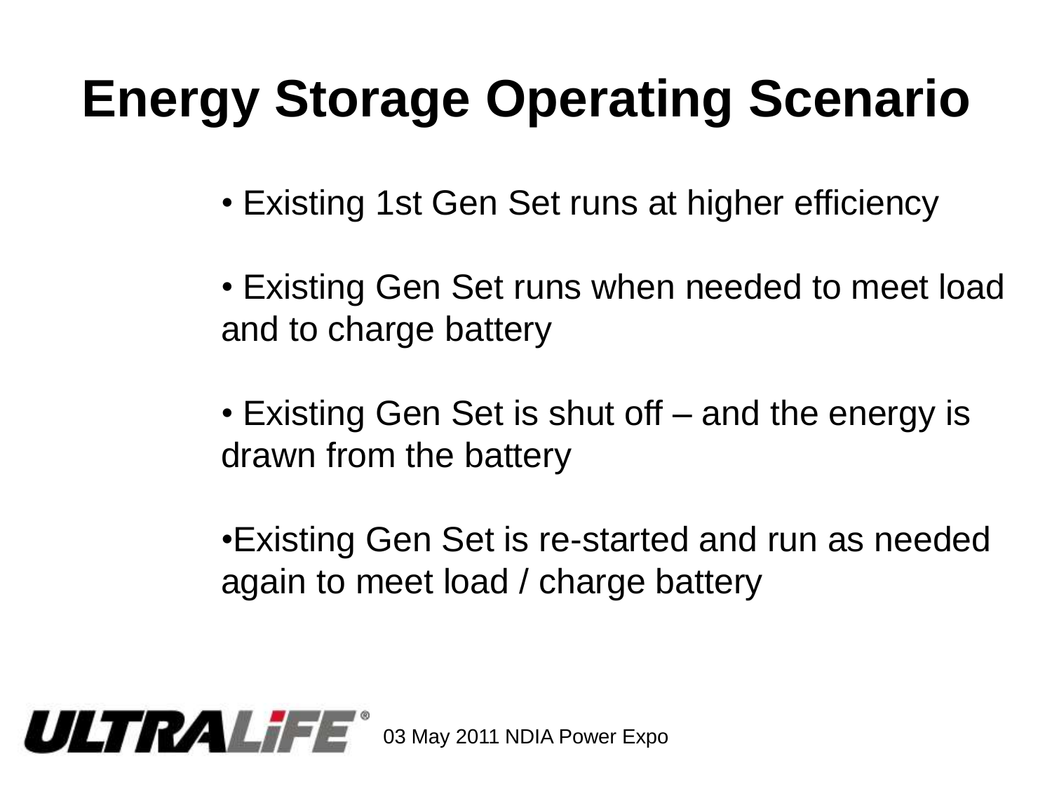# Energy Storage Operating Scenario

- Existing 1st Gen Set runs at higher efficiency
- Existing Gen Set runs when needed to meet load and to charge battery
- Existing Gen Set is shut off – and the energy is drawn from the battery
- Existing Gen Set is re-started and run as needed again to meet load / charge battery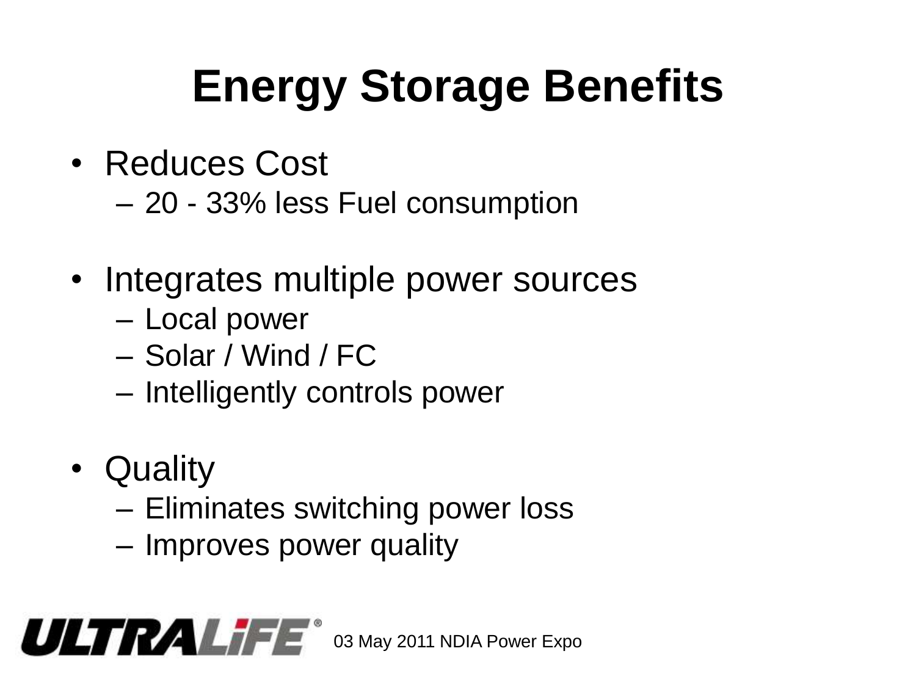# Energy Storage Benefits

- Reduces Cost
  - 20 - 33% less Fuel consumption
- Integrates multiple power sources
  - Local power
  - Solar / Wind / FC
  - Intelligently controls power
- Quality
  - Eliminates switching power loss
  - Improves power quality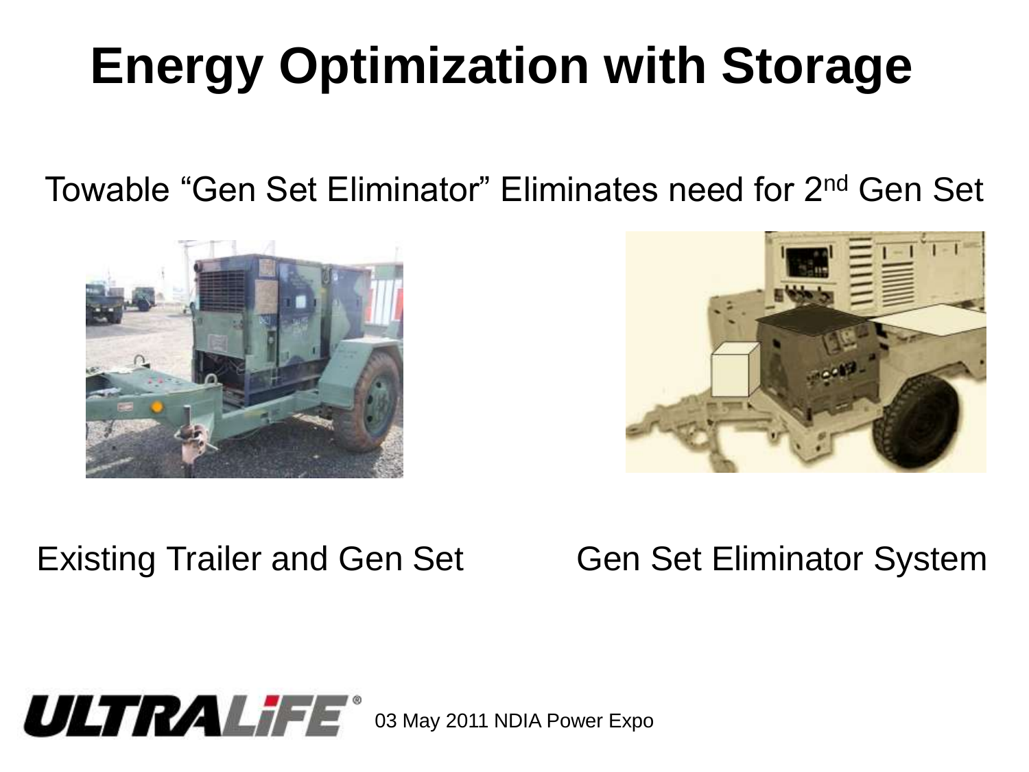# Energy Optimization with Storage

Towable "Gen Set Eliminator" Eliminates need for 2nd Gen Set

Existing Trailer and Gen Set

Gen Set Eliminator System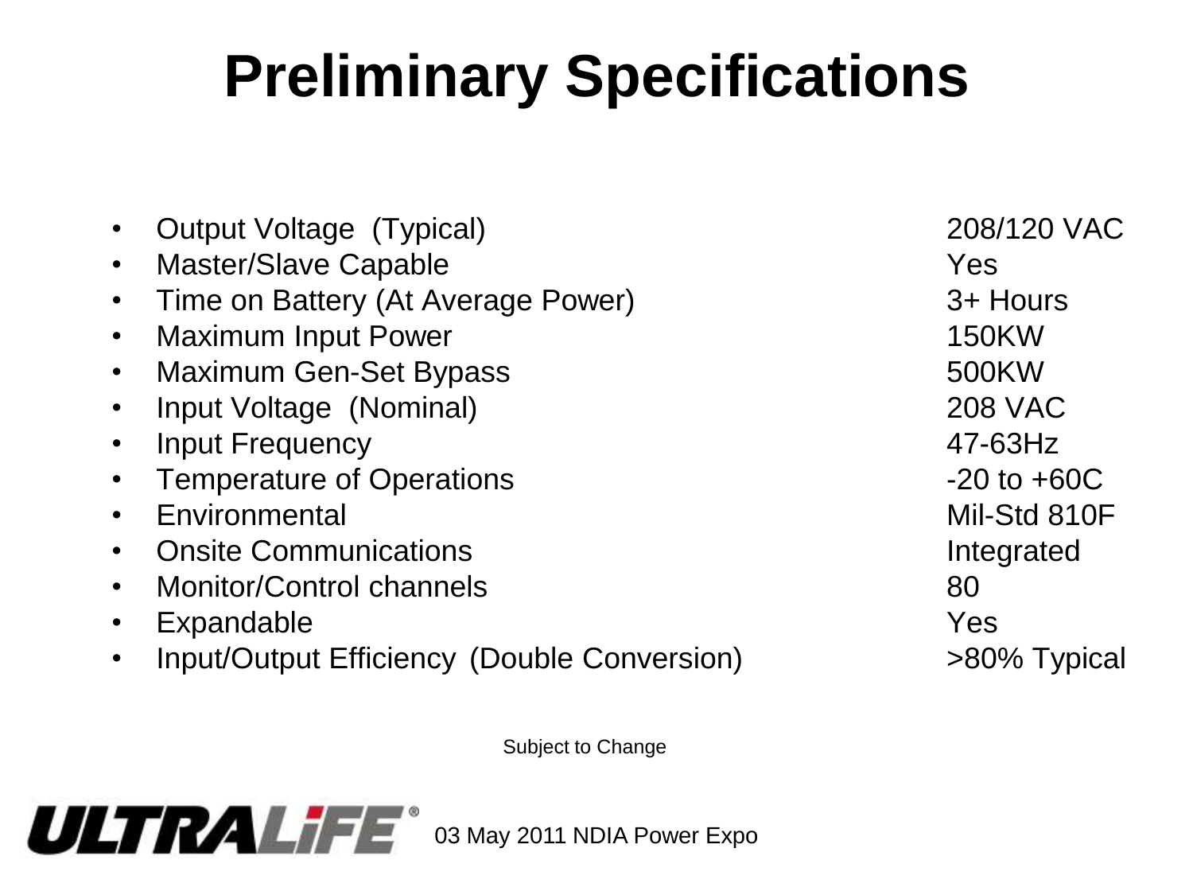# Preliminary Specifications

| Specification | Value |
|---|---|
| Output Voltage (Typical) | 208/120 VAC |
| Master/Slave Capable | Yes |
| Time on Battery (At Average Power) | 3+ Hours |
| Maximum Input Power | 150KW |
| Maximum Gen-Set Bypass | 500KW |
| Input Voltage (Nominal) | 208 VAC |
| Input Frequency | 47-63Hz |
| Temperature of Operations | -20 to +60C |
| Environmental | Mil-Std 810F |
| Onsite Communications | Integrated |
| Monitor/Control channels | 80 |
| Expandable | Yes |
| Input/Output Efficiency (Double Conversion) | >80% Typical |

Subject to Change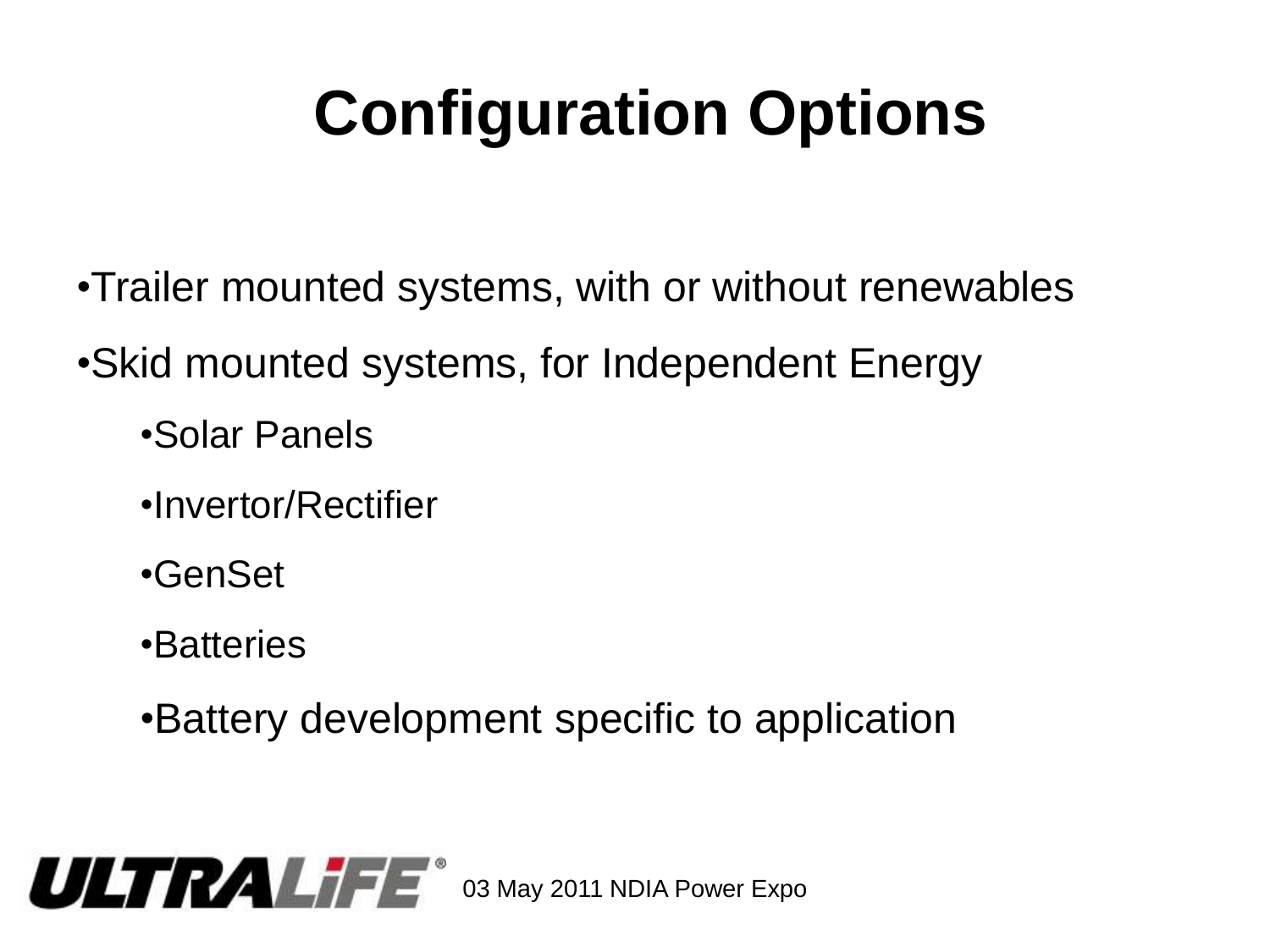# Configuration Options

- Trailer mounted systems, with or without renewables
- Skid mounted systems, for Independent Energy
  - Solar Panels
  - Invertor/Rectifier
  - GenSet
  - Batteries
  - Battery development specific to application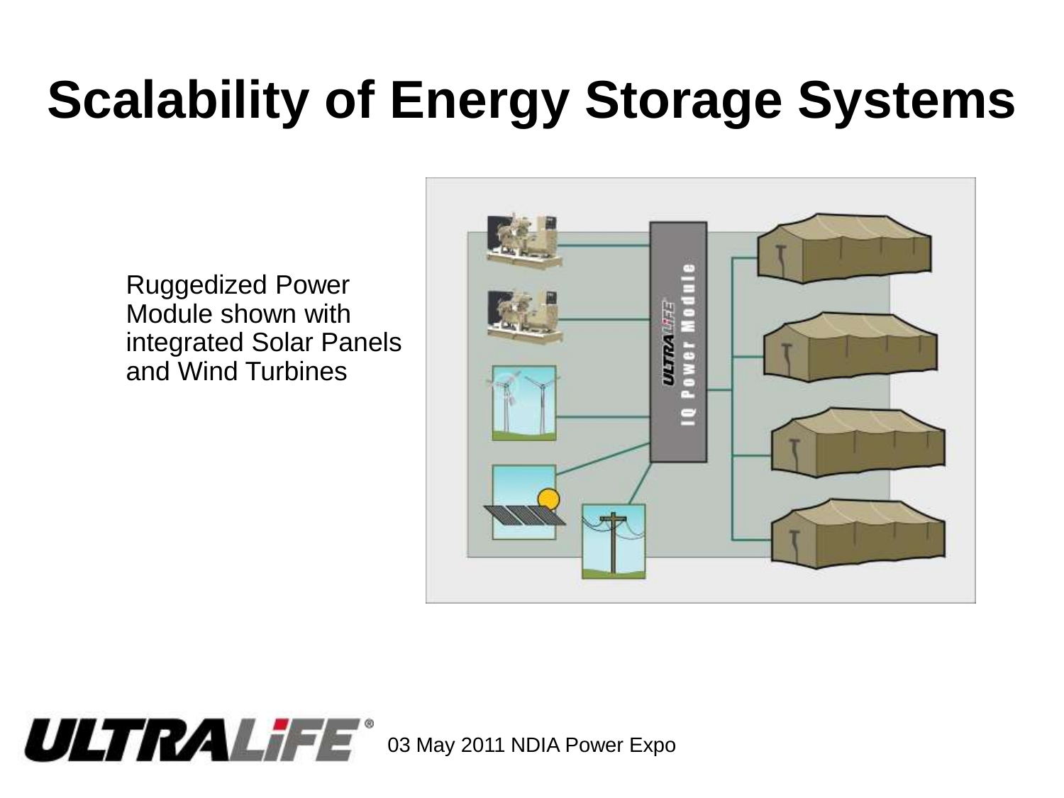# Scalability of Energy Storage Systems

Ruggedized Power Module shown with integrated Solar Panels and Wind Turbines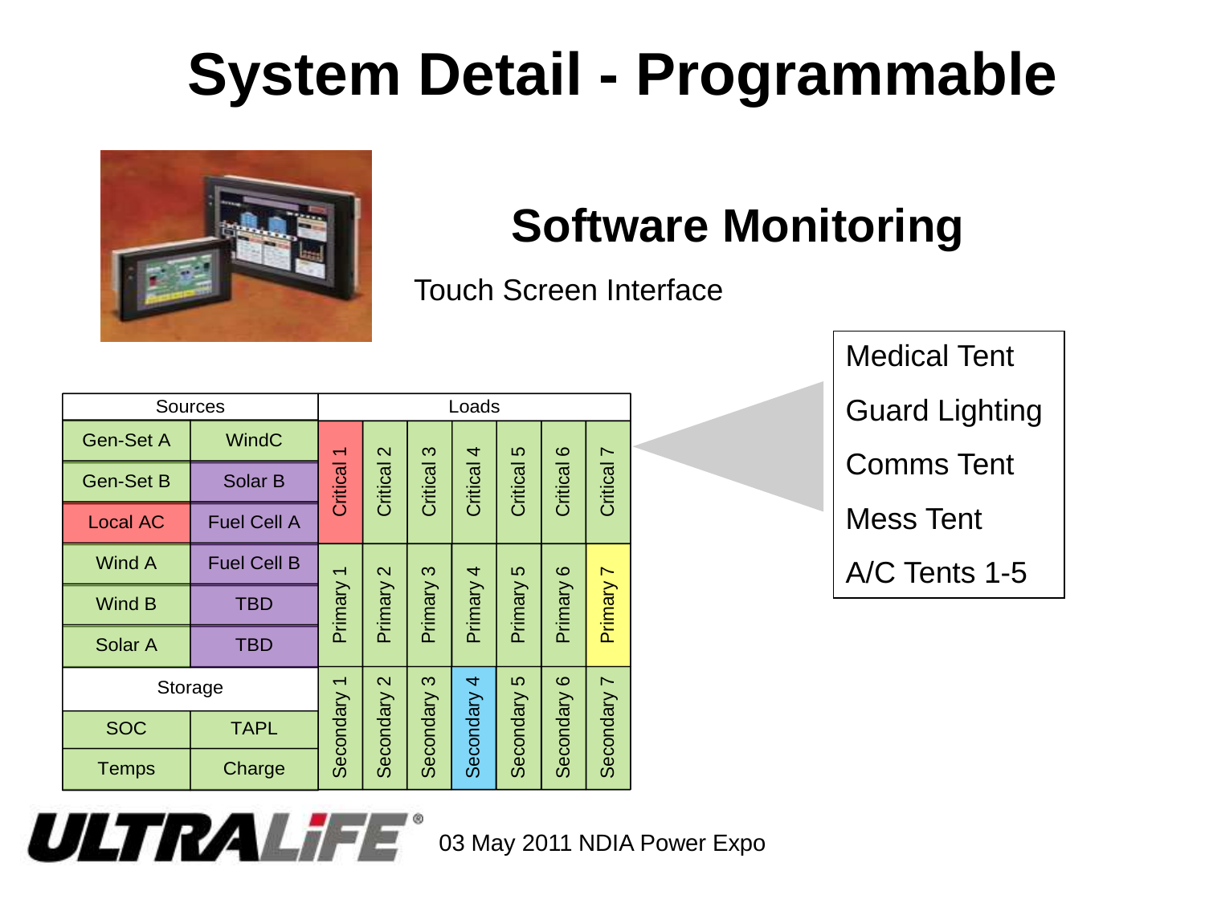# System Detail - Programmable

## Software Monitoring

Touch Screen Interface

| Sources | | Loads | | | | | | |
|---|---|---|---|---|---|---|---|---|
| Gen-Set A | WindC | Critical 1 | Critical 2 | Critical 3 | Critical 4 | Critical 5 | Critical 6 | Critical 7 |
| Gen-Set B | Solar B | | | | | | | |
| Local AC | Fuel Cell A | | | | | | | |
| Wind A | Fuel Cell B | Primary 1 | Primary 2 | Primary 3 | Primary 4 | Primary 5 | Primary 6 | Primary 7 |
| Wind B | TBD | | | | | | | |
| Solar A | TBD | | | | | | | |
| Storage | | Secondary 1 | Secondary 2 | Secondary 3 | Secondary 4 | Secondary 5 | Secondary 6 | Secondary 7 |
| SOC | TAPL | | | | | | | |
| Temps | Charge | | | | | | | |

- Medical Tent
- Guard Lighting
- Comms Tent
- Mess Tent
- A/C Tents 1-5

03 May 2011 NDIA Power Expo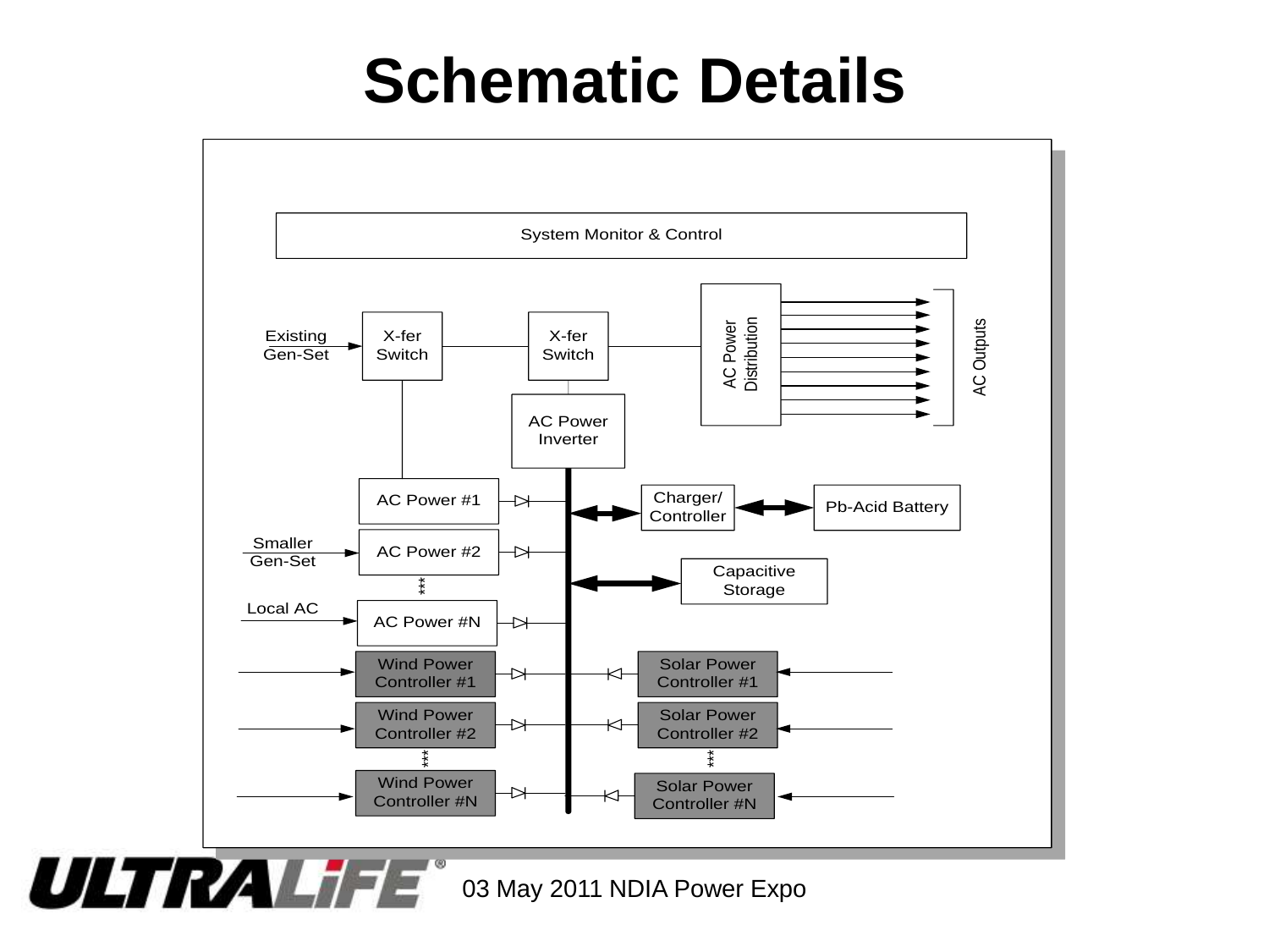# Schematic Details

System Monitor & Control

Existing Gen-Set

X-fer Switch

X-fer Switch

AC Power Distribution

AC Outputs

AC Power Inverter

AC Power #1

Charger/ Controller

Pb-Acid Battery

Smaller Gen-Set

AC Power #2

Capacitive Storage

Local AC

AC Power #N

Wind Power Controller #1

Solar Power Controller #1

Wind Power Controller #2

Solar Power Controller #2

Wind Power Controller #N

Solar Power Controller #N

03 May 2011 NDIA Power Expo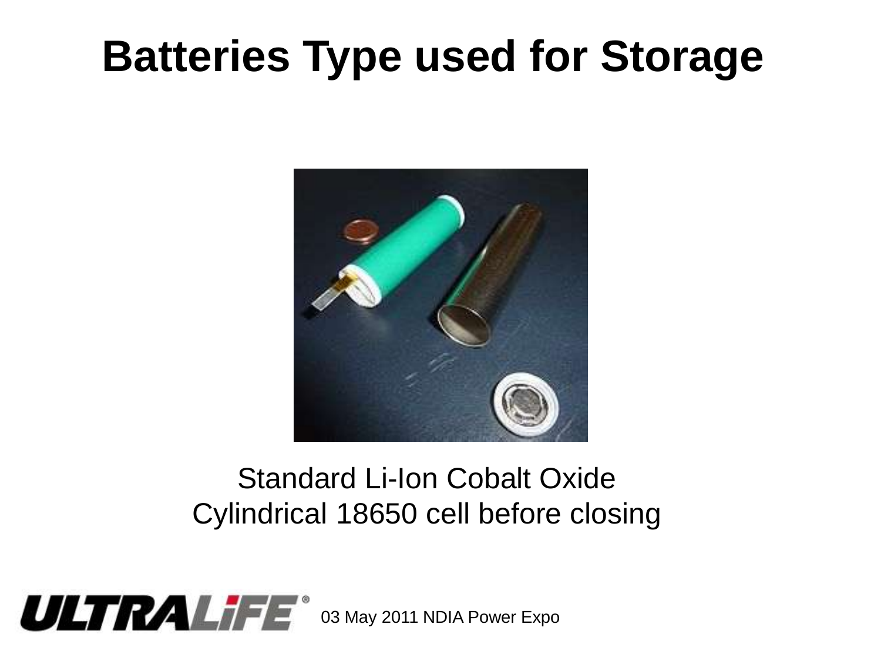# Batteries Type used for Storage

Standard Li-Ion Cobalt Oxide
Cylindrical 18650 cell before closing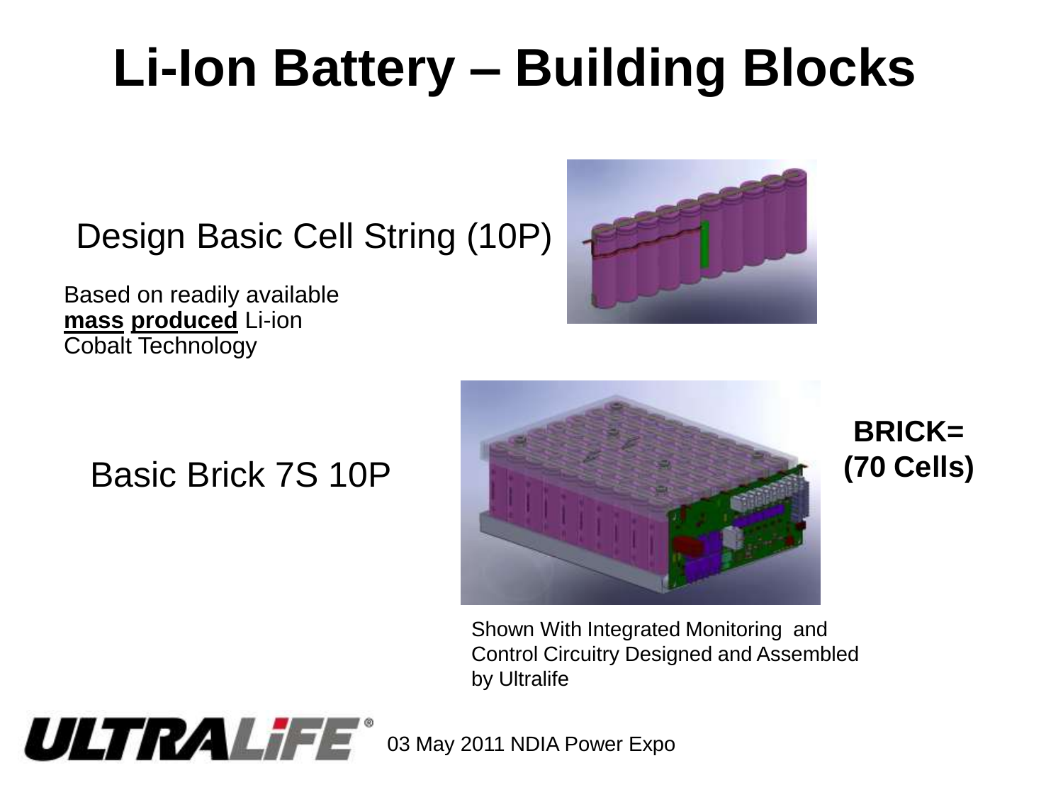# Li-Ion Battery – Building Blocks

Design Basic Cell String (10P)

Based on readily available **mass produced** Li-ion Cobalt Technology

Basic Brick 7S 10P

**BRICK= (70 Cells)**

Shown With Integrated Monitoring and Control Circuitry Designed and Assembled by Ultralife

03 May 2011 NDIA Power Expo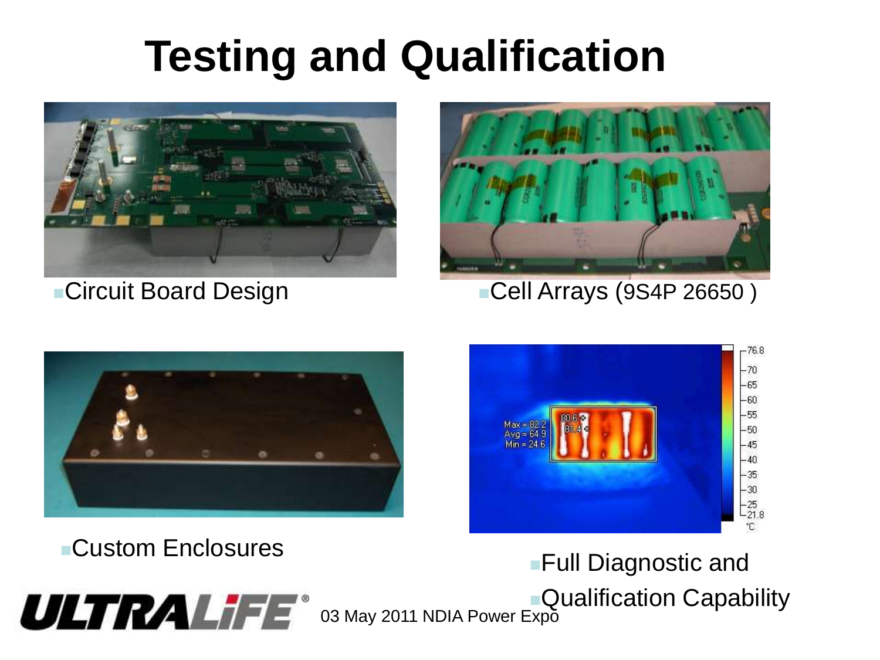# Testing and Qualification

- Circuit Board Design
- Cell Arrays (9S4P 26650 )
- Custom Enclosures
- Full Diagnostic and
- Qualification Capability

03 May 2011 NDIA Power Expo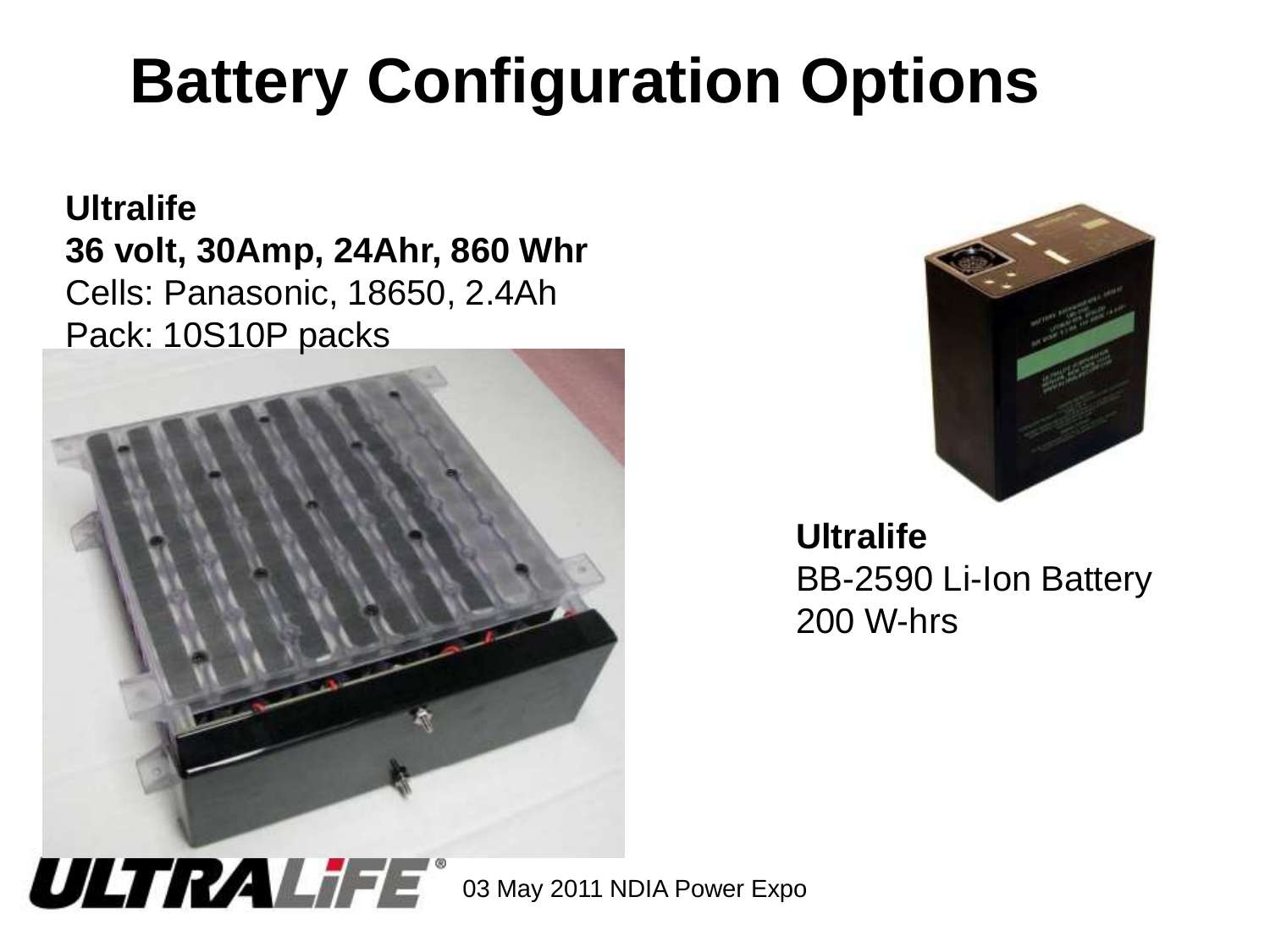# Battery Configuration Options

**Ultralife**
**36 volt, 30Amp, 24Ahr, 860 Whr**
Cells: Panasonic, 18650, 2.4Ah
Pack: 10S10P packs

**Ultralife**
BB-2590 Li-Ion Battery
200 W-hrs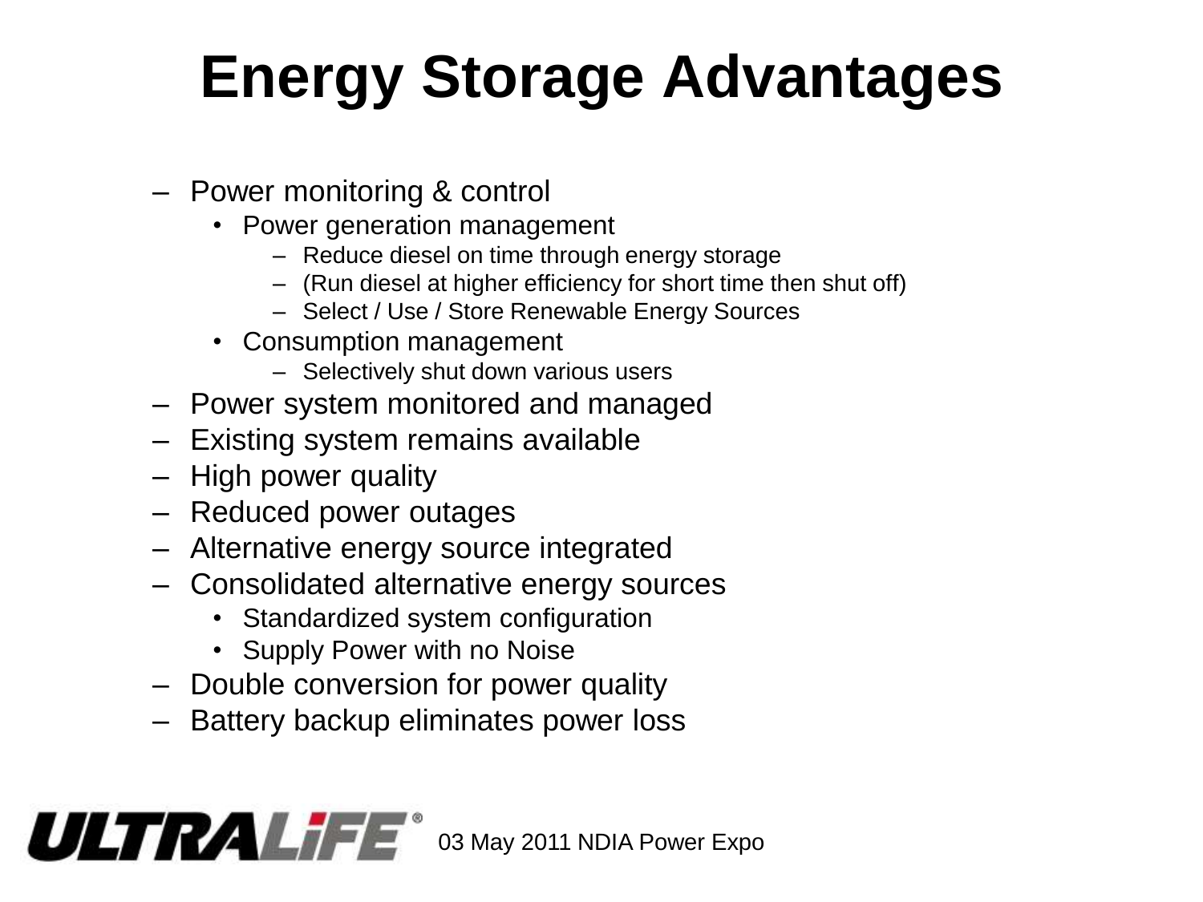# Energy Storage Advantages

- Power monitoring & control
  - Power generation management
    - Reduce diesel on time through energy storage
    - (Run diesel at higher efficiency for short time then shut off)
    - Select / Use / Store Renewable Energy Sources
  - Consumption management
    - Selectively shut down various users
- Power system monitored and managed
- Existing system remains available
- High power quality
- Reduced power outages
- Alternative energy source integrated
- Consolidated alternative energy sources
  - Standardized system configuration
  - Supply Power with no Noise
- Double conversion for power quality
- Battery backup eliminates power loss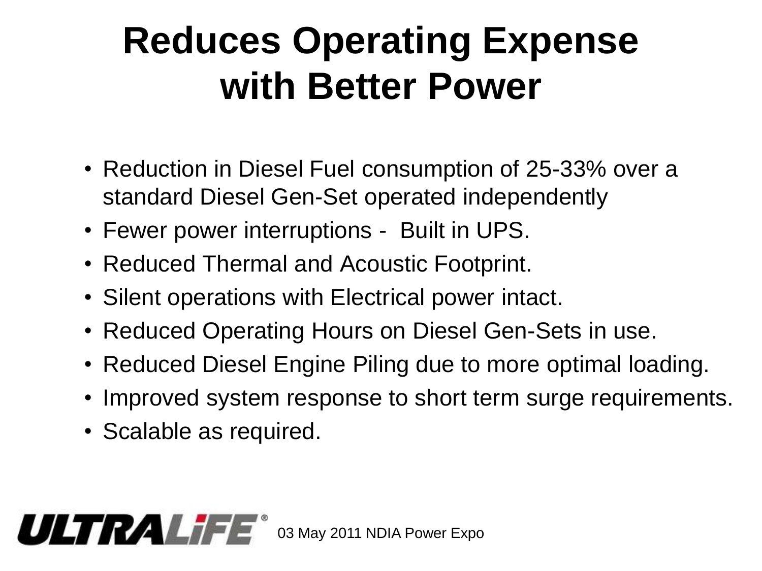# Reduces Operating Expense with Better Power

- Reduction in Diesel Fuel consumption of 25-33% over a standard Diesel Gen-Set operated independently
- Fewer power interruptions - Built in UPS.
- Reduced Thermal and Acoustic Footprint.
- Silent operations with Electrical power intact.
- Reduced Operating Hours on Diesel Gen-Sets in use.
- Reduced Diesel Engine Piling due to more optimal loading.
- Improved system response to short term surge requirements.
- Scalable as required.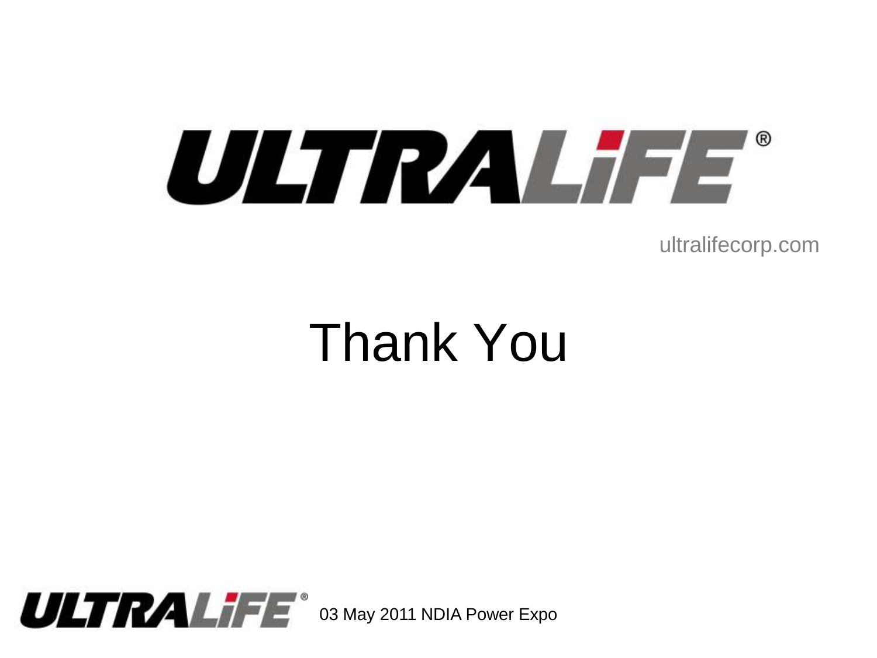ULTRALIFE®

ultralifecorp.com

# Thank You